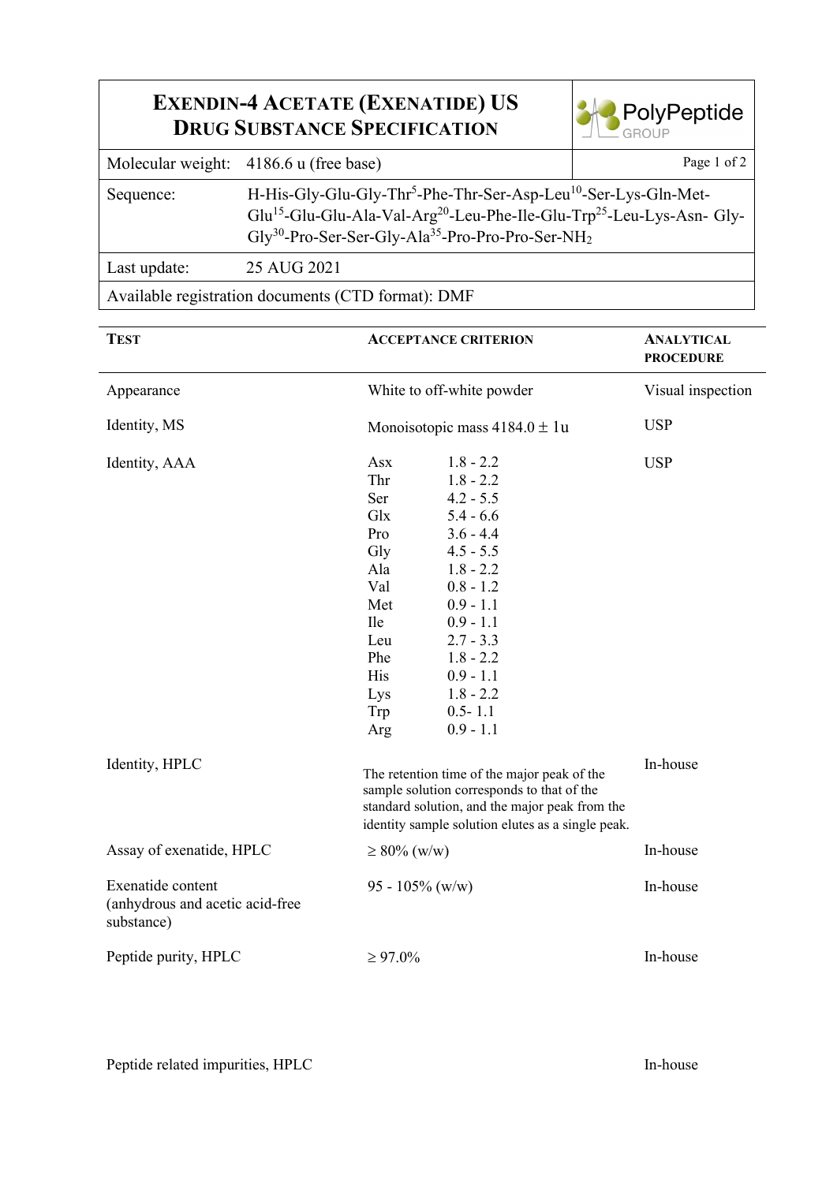# EXENDIN-4 ACETATE (EXENATIDE) US DRUG SUBSTANCE SPECIFICATION

PolyPeptide GROUP

| | |
|---|---|
| Molecular weight: | 4186.6 u (free base) |
| Sequence: | H-His-Gly-Glu-Gly-Thr[5]-Phe-Thr-Ser-Asp-Leu[10]-Ser-Lys-Gln-Met-Glu[15]-Glu-Glu-Ala-Val-Arg[20]-Leu-Phe-Ile-Glu-Trp[25]-Leu-Lys-Asn- Gly-Gly[30]-Pro-Ser-Ser-Gly-Ala[35]-Pro-Pro-Pro-Ser-$NH_2$ |
| Last update: | 25 AUG 2021 |

Available registration documents (CTD format): DMF

| TEST | ACCEPTANCE CRITERION | ANALYTICAL PROCEDURE |
|---|---|---|
| Appearance | White to off-white powder | Visual inspection |
| Identity, MS | Monoisotopic mass 4184.0 ± 1u | USP |
| Identity, AAA | Asx 1.8 - 2.2<br>Thr 1.8 - 2.2<br>Ser 4.2 - 5.5<br>Glx 5.4 - 6.6<br>Pro 3.6 - 4.4<br>Gly 4.5 - 5.5<br>Ala 1.8 - 2.2<br>Val 0.8 - 1.2<br>Met 0.9 - 1.1<br>Ile 0.9 - 1.1<br>Leu 2.7 - 3.3<br>Phe 1.8 - 2.2<br>His 0.9 - 1.1<br>Lys 1.8 - 2.2<br>Trp 0.5- 1.1<br>Arg 0.9 - 1.1 | USP |
| Identity, HPLC | The retention time of the major peak of the sample solution corresponds to that of the standard solution, and the major peak from the identity sample solution elutes as a single peak. | In-house |
| Assay of exenatide, HPLC | ≥ 80% (w/w) | In-house |
| Exenatide content (anhydrous and acetic acid-free substance) | 95 - 105% (w/w) | In-house |
| Peptide purity, HPLC | ≥ 97.0% | In-house |
| Peptide related impurities, HPLC | | In-house |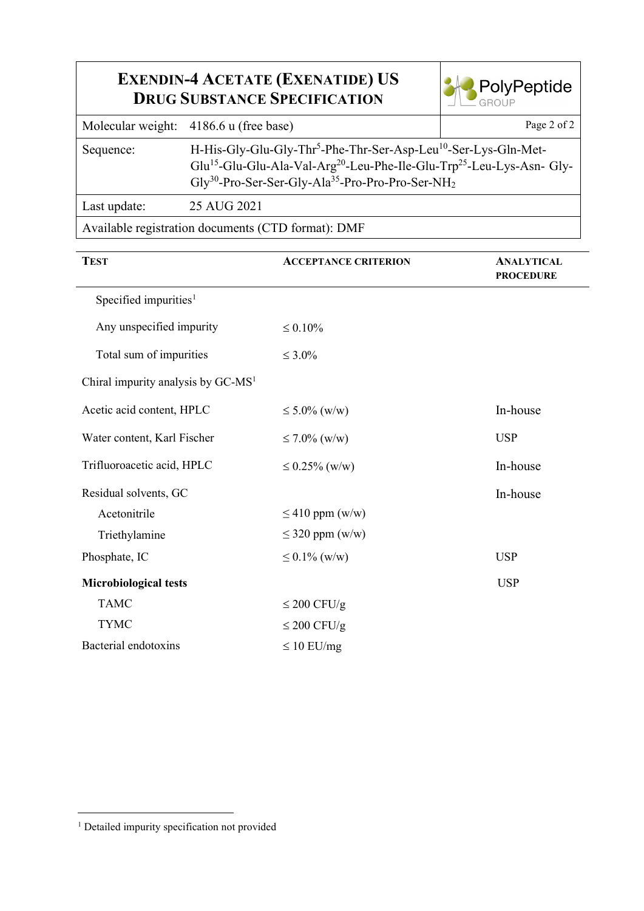# EXENDIN-4 ACETATE (EXENATIDE) US DRUG SUBSTANCE SPECIFICATION

| | |
|---|---|
| Molecular weight: | 4186.6 u (free base) |
| Sequence: | H-His-Gly-Glu-Gly-Thr[5]-Phe-Thr-Ser-Asp-Leu[10]-Ser-Lys-Gln-Met-Glu[15]-Glu-Glu-Ala-Val-Arg[20]-Leu-Phe-Ile-Glu-Trp[25]-Leu-Lys-Asn- Gly-Gly[30]-Pro-Ser-Ser-Gly-Ala[35]-Pro-Pro-Pro-Ser-$NH_2$ |
| Last update: | 25 AUG 2021 |

Available registration documents (CTD format): DMF

| TEST | ACCEPTANCE CRITERION | ANALYTICAL PROCEDURE |
|---|---|---|
| Specified impurities[1] | | |
| Any unspecified impurity | ≤ 0.10% | |
| Total sum of impurities | ≤ 3.0% | |
| Chiral impurity analysis by GC-MS[1] | | |
| Acetic acid content, HPLC | ≤ 5.0% (w/w) | In-house |
| Water content, Karl Fischer | ≤ 7.0% (w/w) | USP |
| Trifluoroacetic acid, HPLC | ≤ 0.25% (w/w) | In-house |
| Residual solvents, GC | | In-house |
| Acetonitrile | ≤ 410 ppm (w/w) | |
| Triethylamine | ≤ 320 ppm (w/w) | |
| Phosphate, IC | ≤ 0.1% (w/w) | USP |
| **Microbiological tests** | | USP |
| TAMC | ≤ 200 CFU/g | |
| TYMC | ≤ 200 CFU/g | |
| Bacterial endotoxins | ≤ 10 EU/mg | |

[1] Detailed impurity specification not provided